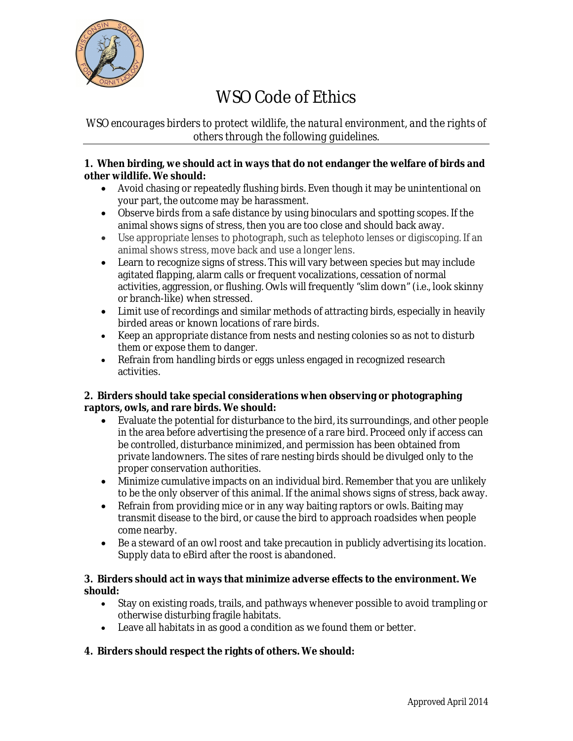# WSO Code of Ethics

*WSO encourages birders to protect wildlife, the natural environment, and the rights of others through the following guidelines.*

**1. When birding, we should act in ways that do not endanger the welfare of birds and other wildlife. We should:**

- Avoid chasing or repeatedly flushing birds. Even though it may be unintentional on your part, the outcome may be harassment.
- Observe birds from a safe distance by using binoculars and spotting scopes. If the animal shows signs of stress, then you are too close and should back away.
- Use appropriate lenses to photograph, such as telephoto lenses or digiscoping. If an animal shows stress, move back and use a longer lens.
- Learn to recognize signs of stress. This will vary between species but may include agitated flapping, alarm calls or frequent vocalizations, cessation of normal activities, aggression, or flushing. Owls will frequently "slim down" (i.e., look skinny or branch-like) when stressed.
- Limit use of recordings and similar methods of attracting birds, especially in heavily birded areas or known locations of rare birds.
- Keep an appropriate distance from nests and nesting colonies so as not to disturb them or expose them to danger.
- Refrain from handling birds or eggs unless engaged in recognized research activities.

**2. Birders should take special considerations when observing or photographing raptors, owls, and rare birds. We should:**

- Evaluate the potential for disturbance to the bird, its surroundings, and other people in the area before advertising the presence of a rare bird. Proceed only if access can be controlled, disturbance minimized, and permission has been obtained from private landowners. The sites of rare nesting birds should be divulged only to the proper conservation authorities.
- Minimize cumulative impacts on an individual bird. Remember that you are unlikely to be the only observer of this animal. If the animal shows signs of stress, back away.
- Refrain from providing mice or in any way baiting raptors or owls. Baiting may transmit disease to the bird, or cause the bird to approach roadsides when people come nearby.
- Be a steward of an owl roost and take precaution in publicly advertising its location. Supply data to eBird after the roost is abandoned.

**3. Birders should act in ways that minimize adverse effects to the environment. We should:**

- Stay on existing roads, trails, and pathways whenever possible to avoid trampling or otherwise disturbing fragile habitats.
- Leave all habitats in as good a condition as we found them or better.

**4. Birders should respect the rights of others. We should:**

Approved April 2014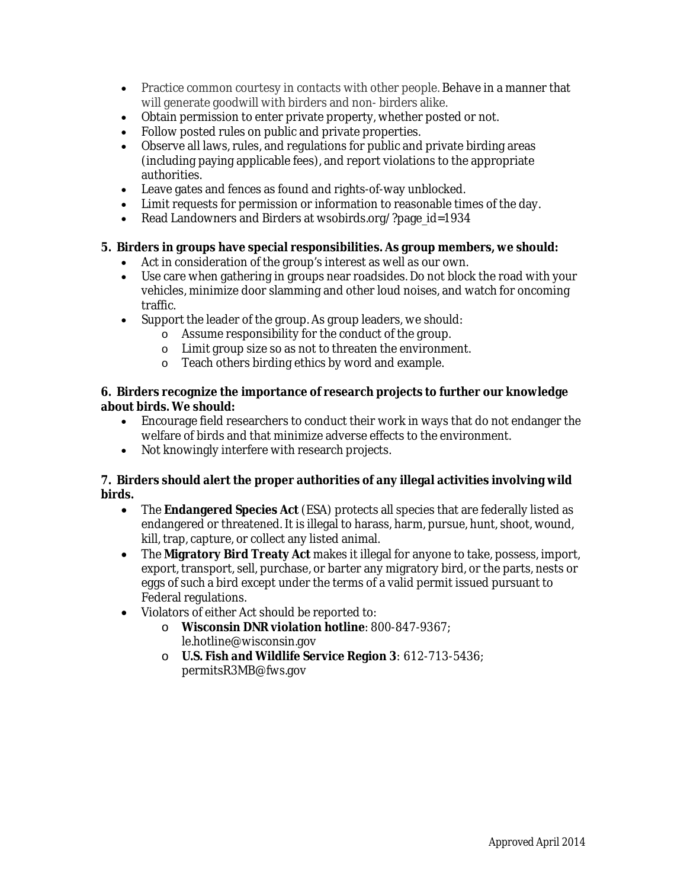- Practice common courtesy in contacts with other people. Behave in a manner that will generate goodwill with birders and non- birders alike.
- Obtain permission to enter private property, whether posted or not.
- Follow posted rules on public and private properties.
- Observe all laws, rules, and regulations for public and private birding areas (including paying applicable fees), and report violations to the appropriate authorities.
- Leave gates and fences as found and rights-of-way unblocked.
- Limit requests for permission or information to reasonable times of the day.
- Read Landowners and Birders at wsobirds.org/?page_id=1934

**5. Birders in groups have special responsibilities. As group members, we should:**

- Act in consideration of the group's interest as well as our own.
- Use care when gathering in groups near roadsides. Do not block the road with your vehicles, minimize door slamming and other loud noises, and watch for oncoming traffic.
- Support the leader of the group. As group leaders, we should:
  - Assume responsibility for the conduct of the group.
  - Limit group size so as not to threaten the environment.
  - Teach others birding ethics by word and example.

**6. Birders recognize the importance of research projects to further our knowledge about birds. We should:**

- Encourage field researchers to conduct their work in ways that do not endanger the welfare of birds and that minimize adverse effects to the environment.
- Not knowingly interfere with research projects.

**7. Birders should alert the proper authorities of any illegal activities involving wild birds.**

- The **Endangered Species Act** (ESA) protects all species that are federally listed as endangered or threatened. It is illegal to harass, harm, pursue, hunt, shoot, wound, kill, trap, capture, or collect any listed animal.
- The **Migratory Bird Treaty Act** makes it illegal for anyone to take, possess, import, export, transport, sell, purchase, or barter any migratory bird, or the parts, nests or eggs of such a bird except under the terms of a valid permit issued pursuant to Federal regulations.
- Violators of either Act should be reported to:
  - **Wisconsin DNR violation hotline**: 800-847-9367; le.hotline@wisconsin.gov
  - **U.S. Fish and Wildlife Service Region 3**: 612-713-5436; permitsR3MB@fws.gov

Approved April 2014